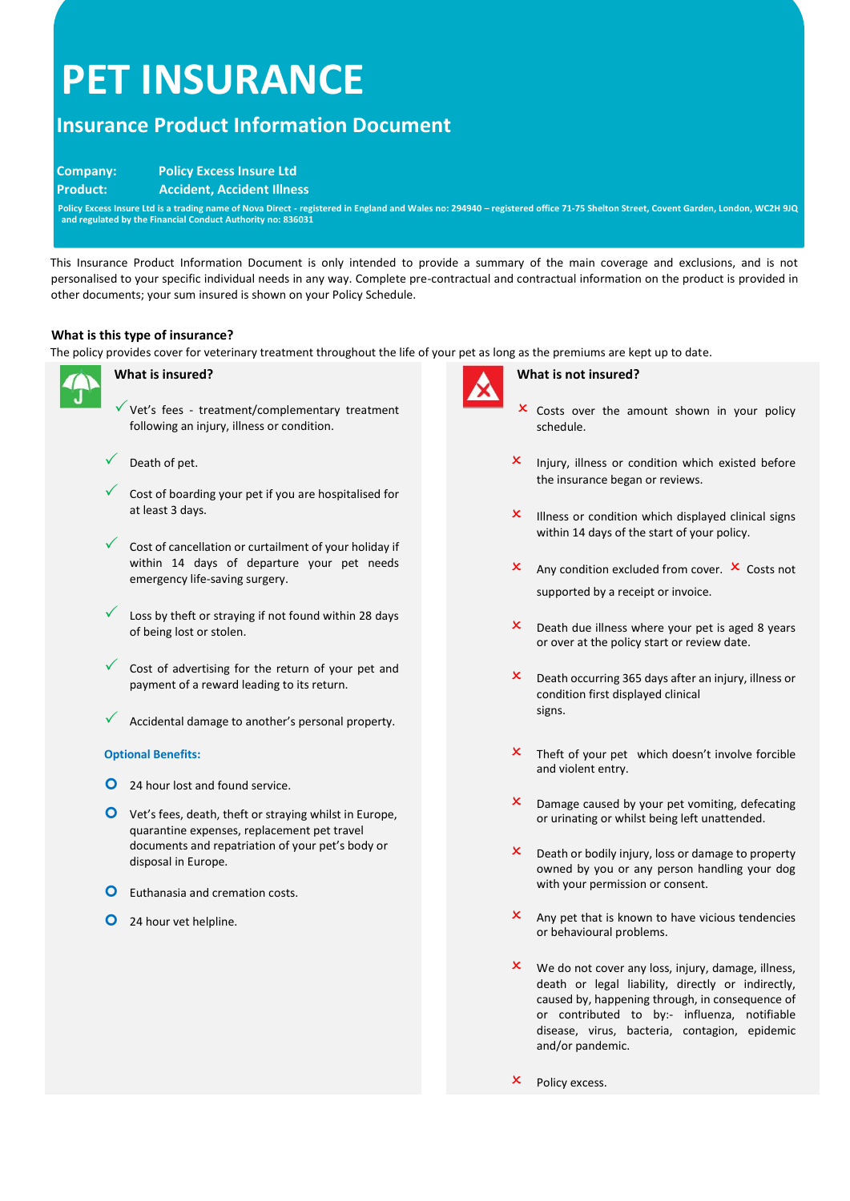# PET INSURANCE

## Insurance Product Information Document

**Company:** Policy Excess Insure Ltd
**Product:** Accident, Accident Illness

Policy Excess Insure Ltd is a trading name of Nova Direct - registered in England and Wales no: 294940 – registered office 71-75 Shelton Street, Covent Garden, London, WC2H 9JQ and regulated by the Financial Conduct Authority no: 836031

This Insurance Product Information Document is only intended to provide a summary of the main coverage and exclusions, and is not personalised to your specific individual needs in any way. Complete pre-contractual and contractual information on the product is provided in other documents; your sum insured is shown on your Policy Schedule.

### What is this type of insurance?

The policy provides cover for veterinary treatment throughout the life of your pet as long as the premiums are kept up to date.

### What is insured?

- ✓ Vet's fees - treatment/complementary treatment following an injury, illness or condition.
- ✓ Death of pet.
- ✓ Cost of boarding your pet if you are hospitalised for at least 3 days.
- ✓ Cost of cancellation or curtailment of your holiday if within 14 days of departure your pet needs emergency life-saving surgery.
- ✓ Loss by theft or straying if not found within 28 days of being lost or stolen.
- ✓ Cost of advertising for the return of your pet and payment of a reward leading to its return.
- ✓ Accidental damage to another's personal property.

**Optional Benefits:**

- 24 hour lost and found service.
- Vet's fees, death, theft or straying whilst in Europe, quarantine expenses, replacement pet travel documents and repatriation of your pet's body or disposal in Europe.
- Euthanasia and cremation costs.
- 24 hour vet helpline.

### What is not insured?

- ✗ Costs over the amount shown in your policy schedule.
- ✗ Injury, illness or condition which existed before the insurance began or reviews.
- ✗ Illness or condition which displayed clinical signs within 14 days of the start of your policy.
- ✗ Any condition excluded from cover.
- ✗ Costs not supported by a receipt or invoice.
- ✗ Death due illness where your pet is aged 8 years or over at the policy start or review date.
- ✗ Death occurring 365 days after an injury, illness or condition first displayed clinical signs.
- ✗ Theft of your pet which doesn't involve forcible and violent entry.
- ✗ Damage caused by your pet vomiting, defecating or urinating or whilst being left unattended.
- ✗ Death or bodily injury, loss or damage to property owned by you or any person handling your dog with your permission or consent.
- ✗ Any pet that is known to have vicious tendencies or behavioural problems.
- ✗ We do not cover any loss, injury, damage, illness, death or legal liability, directly or indirectly, caused by, happening through, in consequence of or contributed to by:- influenza, notifiable disease, virus, bacteria, contagion, epidemic and/or pandemic.
- ✗ Policy excess.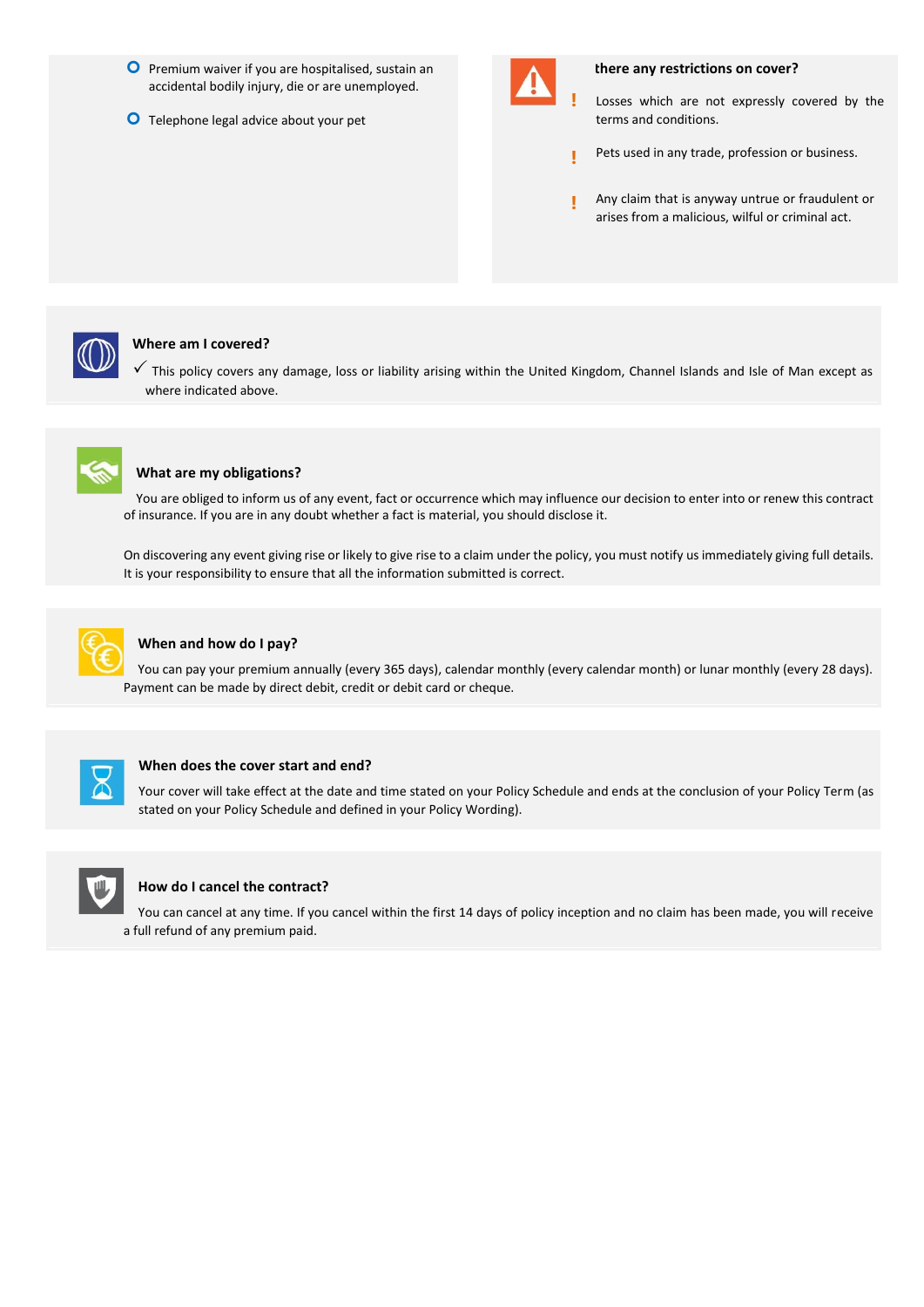- Premium waiver if you are hospitalised, sustain an accidental bodily injury, die or are unemployed.
- Telephone legal advice about your pet

### there any restrictions on cover?

- ! Losses which are not expressly covered by the terms and conditions.
- ! Pets used in any trade, profession or business.
- ! Any claim that is anyway untrue or fraudulent or arises from a malicious, wilful or criminal act.

### Where am I covered?

✓ This policy covers any damage, loss or liability arising within the United Kingdom, Channel Islands and Isle of Man except as where indicated above.

### What are my obligations?

You are obliged to inform us of any event, fact or occurrence which may influence our decision to enter into or renew this contract of insurance. If you are in any doubt whether a fact is material, you should disclose it.

On discovering any event giving rise or likely to give rise to a claim under the policy, you must notify us immediately giving full details. It is your responsibility to ensure that all the information submitted is correct.

### When and how do I pay?

You can pay your premium annually (every 365 days), calendar monthly (every calendar month) or lunar monthly (every 28 days). Payment can be made by direct debit, credit or debit card or cheque.

### When does the cover start and end?

Your cover will take effect at the date and time stated on your Policy Schedule and ends at the conclusion of your Policy Term (as stated on your Policy Schedule and defined in your Policy Wording).

### How do I cancel the contract?

You can cancel at any time. If you cancel within the first 14 days of policy inception and no claim has been made, you will receive a full refund of any premium paid.